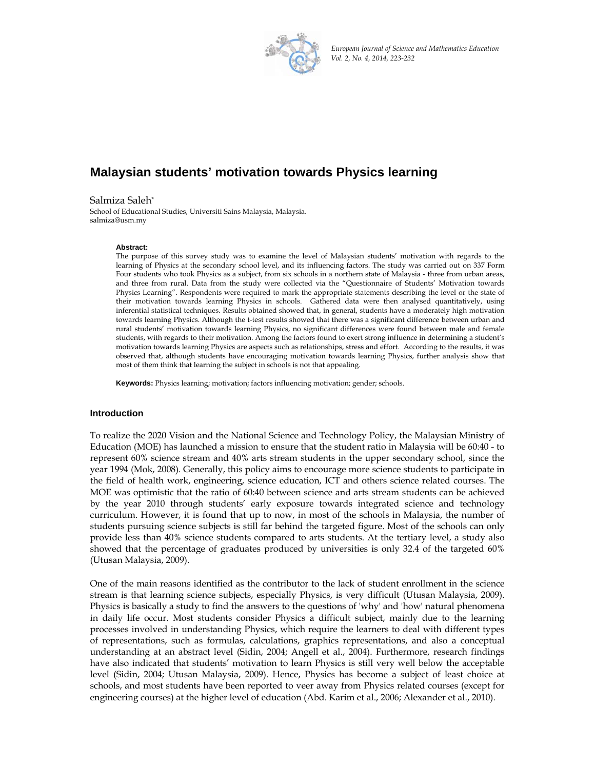# Malaysian students' motivation towards Physics learning

Salmiza Saleh*

School of Educational Studies, Universiti Sains Malaysia, Malaysia.
salmiza@usm.my

**Abstract:**
The purpose of this survey study was to examine the level of Malaysian students' motivation with regards to the learning of Physics at the secondary school level, and its influencing factors. The study was carried out on 337 Form Four students who took Physics as a subject, from six schools in a northern state of Malaysia - three from urban areas, and three from rural. Data from the study were collected via the "Questionnaire of Students' Motivation towards Physics Learning". Respondents were required to mark the appropriate statements describing the level or the state of their motivation towards learning Physics in schools. Gathered data were then analysed quantitatively, using inferential statistical techniques. Results obtained showed that, in general, students have a moderately high motivation towards learning Physics. Although the t-test results showed that there was a significant difference between urban and rural students' motivation towards learning Physics, no significant differences were found between male and female students, with regards to their motivation. Among the factors found to exert strong influence in determining a student's motivation towards learning Physics are aspects such as relationships, stress and effort. According to the results, it was observed that, although students have encouraging motivation towards learning Physics, further analysis show that most of them think that learning the subject in schools is not that appealing.

**Keywords:** Physics learning; motivation; factors influencing motivation; gender; schools.

## Introduction

To realize the 2020 Vision and the National Science and Technology Policy, the Malaysian Ministry of Education (MOE) has launched a mission to ensure that the student ratio in Malaysia will be 60:40 - to represent 60% science stream and 40% arts stream students in the upper secondary school, since the year 1994 (Mok, 2008). Generally, this policy aims to encourage more science students to participate in the field of health work, engineering, science education, ICT and others science related courses. The MOE was optimistic that the ratio of 60:40 between science and arts stream students can be achieved by the year 2010 through students' early exposure towards integrated science and technology curriculum. However, it is found that up to now, in most of the schools in Malaysia, the number of students pursuing science subjects is still far behind the targeted figure. Most of the schools can only provide less than 40% science students compared to arts students. At the tertiary level, a study also showed that the percentage of graduates produced by universities is only 32.4 of the targeted 60% (Utusan Malaysia, 2009).

One of the main reasons identified as the contributor to the lack of student enrollment in the science stream is that learning science subjects, especially Physics, is very difficult (Utusan Malaysia, 2009). Physics is basically a study to find the answers to the questions of 'why' and 'how' natural phenomena in daily life occur. Most students consider Physics a difficult subject, mainly due to the learning processes involved in understanding Physics, which require the learners to deal with different types of representations, such as formulas, calculations, graphics representations, and also a conceptual understanding at an abstract level (Sidin, 2004; Angell et al., 2004). Furthermore, research findings have also indicated that students' motivation to learn Physics is still very well below the acceptable level (Sidin, 2004; Utusan Malaysia, 2009). Hence, Physics has become a subject of least choice at schools, and most students have been reported to veer away from Physics related courses (except for engineering courses) at the higher level of education (Abd. Karim et al., 2006; Alexander et al., 2010).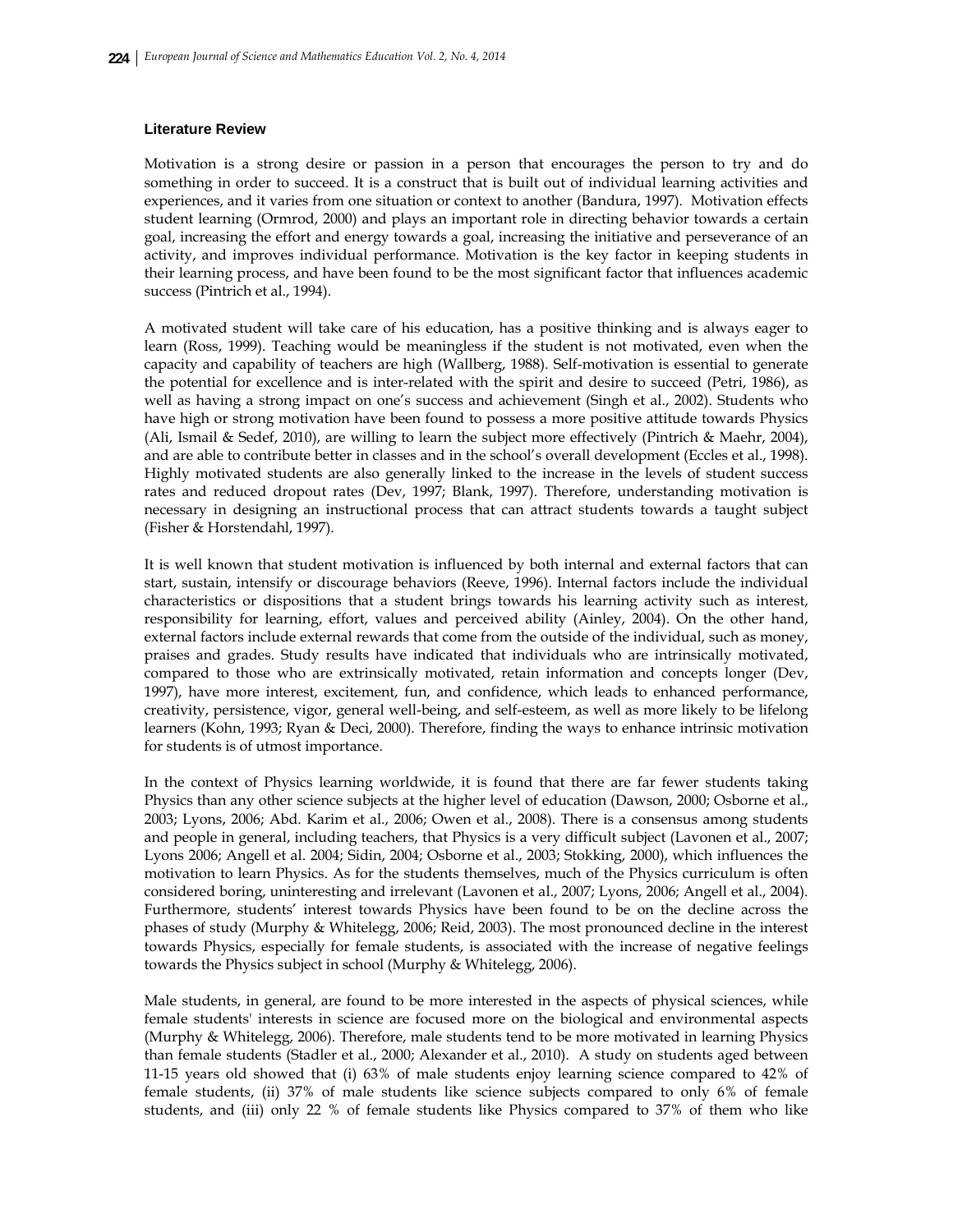### Literature Review

Motivation is a strong desire or passion in a person that encourages the person to try and do something in order to succeed. It is a construct that is built out of individual learning activities and experiences, and it varies from one situation or context to another (Bandura, 1997). Motivation effects student learning (Ormrod, 2000) and plays an important role in directing behavior towards a certain goal, increasing the effort and energy towards a goal, increasing the initiative and perseverance of an activity, and improves individual performance. Motivation is the key factor in keeping students in their learning process, and have been found to be the most significant factor that influences academic success (Pintrich et al., 1994).

A motivated student will take care of his education, has a positive thinking and is always eager to learn (Ross, 1999). Teaching would be meaningless if the student is not motivated, even when the capacity and capability of teachers are high (Wallberg, 1988). Self-motivation is essential to generate the potential for excellence and is inter-related with the spirit and desire to succeed (Petri, 1986), as well as having a strong impact on one's success and achievement (Singh et al., 2002). Students who have high or strong motivation have been found to possess a more positive attitude towards Physics (Ali, Ismail & Sedef, 2010), are willing to learn the subject more effectively (Pintrich & Maehr, 2004), and are able to contribute better in classes and in the school's overall development (Eccles et al., 1998). Highly motivated students are also generally linked to the increase in the levels of student success rates and reduced dropout rates (Dev, 1997; Blank, 1997). Therefore, understanding motivation is necessary in designing an instructional process that can attract students towards a taught subject (Fisher & Horstendahl, 1997).

It is well known that student motivation is influenced by both internal and external factors that can start, sustain, intensify or discourage behaviors (Reeve, 1996). Internal factors include the individual characteristics or dispositions that a student brings towards his learning activity such as interest, responsibility for learning, effort, values and perceived ability (Ainley, 2004). On the other hand, external factors include external rewards that come from the outside of the individual, such as money, praises and grades. Study results have indicated that individuals who are intrinsically motivated, compared to those who are extrinsically motivated, retain information and concepts longer (Dev, 1997), have more interest, excitement, fun, and confidence, which leads to enhanced performance, creativity, persistence, vigor, general well-being, and self-esteem, as well as more likely to be lifelong learners (Kohn, 1993; Ryan & Deci, 2000). Therefore, finding the ways to enhance intrinsic motivation for students is of utmost importance.

In the context of Physics learning worldwide, it is found that there are far fewer students taking Physics than any other science subjects at the higher level of education (Dawson, 2000; Osborne et al., 2003; Lyons, 2006; Abd. Karim et al., 2006; Owen et al., 2008). There is a consensus among students and people in general, including teachers, that Physics is a very difficult subject (Lavonen et al., 2007; Lyons 2006; Angell et al. 2004; Sidin, 2004; Osborne et al., 2003; Stokking, 2000), which influences the motivation to learn Physics. As for the students themselves, much of the Physics curriculum is often considered boring, uninteresting and irrelevant (Lavonen et al., 2007; Lyons, 2006; Angell et al., 2004). Furthermore, students' interest towards Physics have been found to be on the decline across the phases of study (Murphy & Whitelegg, 2006; Reid, 2003). The most pronounced decline in the interest towards Physics, especially for female students, is associated with the increase of negative feelings towards the Physics subject in school (Murphy & Whitelegg, 2006).

Male students, in general, are found to be more interested in the aspects of physical sciences, while female students' interests in science are focused more on the biological and environmental aspects (Murphy & Whitelegg, 2006). Therefore, male students tend to be more motivated in learning Physics than female students (Stadler et al., 2000; Alexander et al., 2010). A study on students aged between 11-15 years old showed that (i) 63% of male students enjoy learning science compared to 42% of female students, (ii) 37% of male students like science subjects compared to only 6% of female students, and (iii) only 22 % of female students like Physics compared to 37% of them who like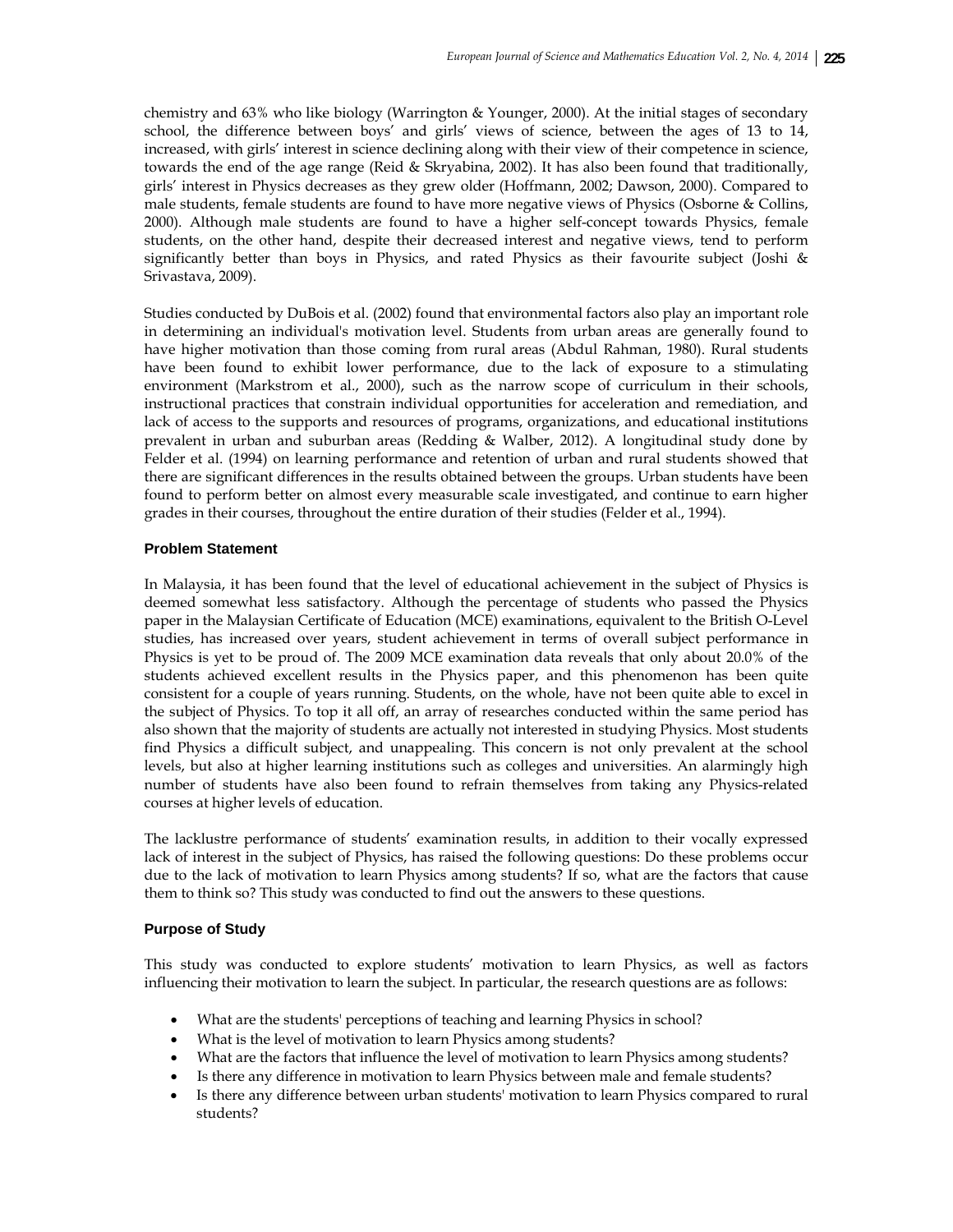chemistry and 63% who like biology (Warrington & Younger, 2000). At the initial stages of secondary school, the difference between boys' and girls' views of science, between the ages of 13 to 14, increased, with girls' interest in science declining along with their view of their competence in science, towards the end of the age range (Reid & Skryabina, 2002). It has also been found that traditionally, girls' interest in Physics decreases as they grew older (Hoffmann, 2002; Dawson, 2000). Compared to male students, female students are found to have more negative views of Physics (Osborne & Collins, 2000). Although male students are found to have a higher self-concept towards Physics, female students, on the other hand, despite their decreased interest and negative views, tend to perform significantly better than boys in Physics, and rated Physics as their favourite subject (Joshi & Srivastava, 2009).

Studies conducted by DuBois et al. (2002) found that environmental factors also play an important role in determining an individual's motivation level. Students from urban areas are generally found to have higher motivation than those coming from rural areas (Abdul Rahman, 1980). Rural students have been found to exhibit lower performance, due to the lack of exposure to a stimulating environment (Markstrom et al., 2000), such as the narrow scope of curriculum in their schools, instructional practices that constrain individual opportunities for acceleration and remediation, and lack of access to the supports and resources of programs, organizations, and educational institutions prevalent in urban and suburban areas (Redding & Walber, 2012). A longitudinal study done by Felder et al. (1994) on learning performance and retention of urban and rural students showed that there are significant differences in the results obtained between the groups. Urban students have been found to perform better on almost every measurable scale investigated, and continue to earn higher grades in their courses, throughout the entire duration of their studies (Felder et al., 1994).

### Problem Statement

In Malaysia, it has been found that the level of educational achievement in the subject of Physics is deemed somewhat less satisfactory. Although the percentage of students who passed the Physics paper in the Malaysian Certificate of Education (MCE) examinations, equivalent to the British O-Level studies, has increased over years, student achievement in terms of overall subject performance in Physics is yet to be proud of. The 2009 MCE examination data reveals that only about 20.0% of the students achieved excellent results in the Physics paper, and this phenomenon has been quite consistent for a couple of years running. Students, on the whole, have not been quite able to excel in the subject of Physics. To top it all off, an array of researches conducted within the same period has also shown that the majority of students are actually not interested in studying Physics. Most students find Physics a difficult subject, and unappealing. This concern is not only prevalent at the school levels, but also at higher learning institutions such as colleges and universities. An alarmingly high number of students have also been found to refrain themselves from taking any Physics-related courses at higher levels of education.

The lacklustre performance of students' examination results, in addition to their vocally expressed lack of interest in the subject of Physics, has raised the following questions: Do these problems occur due to the lack of motivation to learn Physics among students? If so, what are the factors that cause them to think so? This study was conducted to find out the answers to these questions.

### Purpose of Study

This study was conducted to explore students' motivation to learn Physics, as well as factors influencing their motivation to learn the subject. In particular, the research questions are as follows:

- What are the students' perceptions of teaching and learning Physics in school?
- What is the level of motivation to learn Physics among students?
- What are the factors that influence the level of motivation to learn Physics among students?
- Is there any difference in motivation to learn Physics between male and female students?
- Is there any difference between urban students' motivation to learn Physics compared to rural students?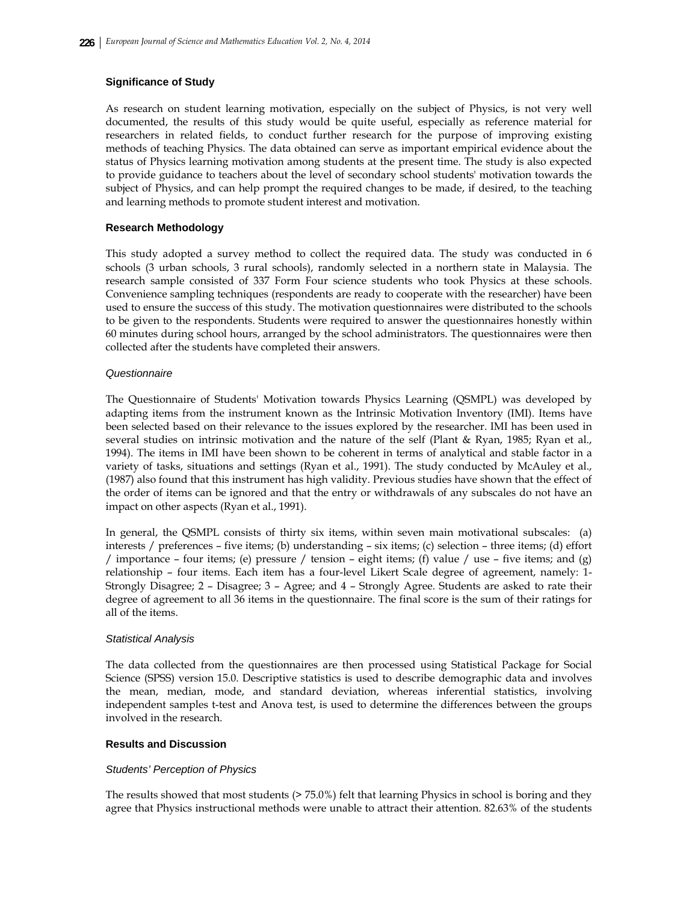### Significance of Study

As research on student learning motivation, especially on the subject of Physics, is not very well documented, the results of this study would be quite useful, especially as reference material for researchers in related fields, to conduct further research for the purpose of improving existing methods of teaching Physics. The data obtained can serve as important empirical evidence about the status of Physics learning motivation among students at the present time. The study is also expected to provide guidance to teachers about the level of secondary school students' motivation towards the subject of Physics, and can help prompt the required changes to be made, if desired, to the teaching and learning methods to promote student interest and motivation.

### Research Methodology

This study adopted a survey method to collect the required data. The study was conducted in 6 schools (3 urban schools, 3 rural schools), randomly selected in a northern state in Malaysia. The research sample consisted of 337 Form Four science students who took Physics at these schools. Convenience sampling techniques (respondents are ready to cooperate with the researcher) have been used to ensure the success of this study. The motivation questionnaires were distributed to the schools to be given to the respondents. Students were required to answer the questionnaires honestly within 60 minutes during school hours, arranged by the school administrators. The questionnaires were then collected after the students have completed their answers.

#### *Questionnaire*

The Questionnaire of Students' Motivation towards Physics Learning (QSMPL) was developed by adapting items from the instrument known as the Intrinsic Motivation Inventory (IMI). Items have been selected based on their relevance to the issues explored by the researcher. IMI has been used in several studies on intrinsic motivation and the nature of the self (Plant & Ryan, 1985; Ryan et al., 1994). The items in IMI have been shown to be coherent in terms of analytical and stable factor in a variety of tasks, situations and settings (Ryan et al., 1991). The study conducted by McAuley et al., (1987) also found that this instrument has high validity. Previous studies have shown that the effect of the order of items can be ignored and that the entry or withdrawals of any subscales do not have an impact on other aspects (Ryan et al., 1991).

In general, the QSMPL consists of thirty six items, within seven main motivational subscales: (a) interests / preferences – five items; (b) understanding – six items; (c) selection – three items; (d) effort / importance – four items; (e) pressure / tension – eight items; (f) value / use – five items; and (g) relationship – four items. Each item has a four-level Likert Scale degree of agreement, namely: 1- Strongly Disagree; 2 – Disagree; 3 – Agree; and 4 – Strongly Agree. Students are asked to rate their degree of agreement to all 36 items in the questionnaire. The final score is the sum of their ratings for all of the items.

#### *Statistical Analysis*

The data collected from the questionnaires are then processed using Statistical Package for Social Science (SPSS) version 15.0. Descriptive statistics is used to describe demographic data and involves the mean, median, mode, and standard deviation, whereas inferential statistics, involving independent samples t-test and Anova test, is used to determine the differences between the groups involved in the research.

### Results and Discussion

#### *Students' Perception of Physics*

The results showed that most students (> 75.0%) felt that learning Physics in school is boring and they agree that Physics instructional methods were unable to attract their attention. 82.63% of the students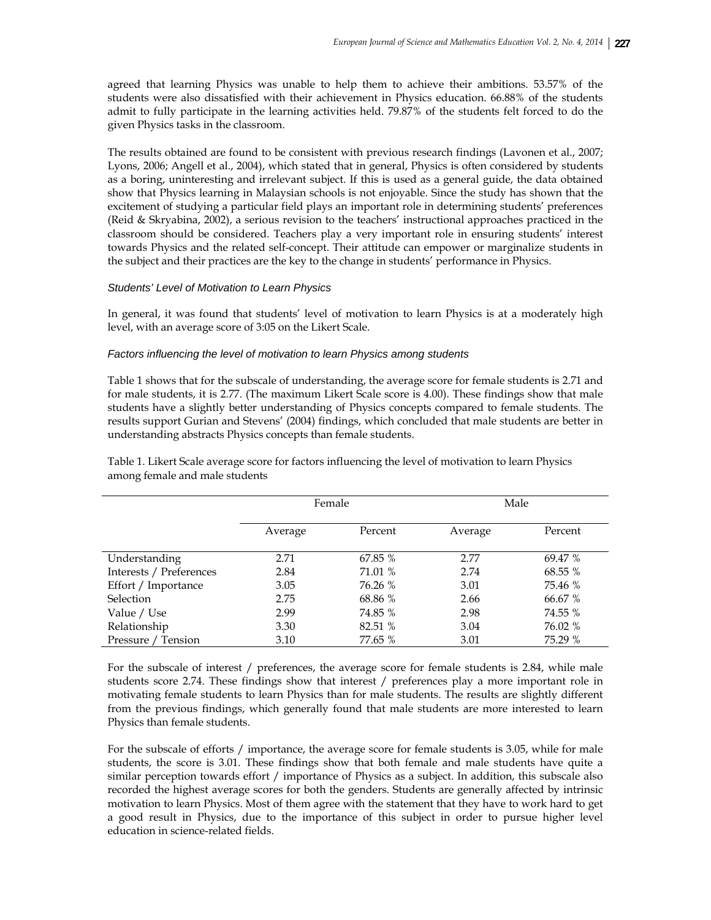agreed that learning Physics was unable to help them to achieve their ambitions. 53.57% of the students were also dissatisfied with their achievement in Physics education. 66.88% of the students admit to fully participate in the learning activities held. 79.87% of the students felt forced to do the given Physics tasks in the classroom.

The results obtained are found to be consistent with previous research findings (Lavonen et al., 2007; Lyons, 2006; Angell et al., 2004), which stated that in general, Physics is often considered by students as a boring, uninteresting and irrelevant subject. If this is used as a general guide, the data obtained show that Physics learning in Malaysian schools is not enjoyable. Since the study has shown that the excitement of studying a particular field plays an important role in determining students' preferences (Reid & Skryabina, 2002), a serious revision to the teachers' instructional approaches practiced in the classroom should be considered. Teachers play a very important role in ensuring students' interest towards Physics and the related self-concept. Their attitude can empower or marginalize students in the subject and their practices are the key to the change in students' performance in Physics.

### *Students' Level of Motivation to Learn Physics*

In general, it was found that students' level of motivation to learn Physics is at a moderately high level, with an average score of 3:05 on the Likert Scale.

### *Factors influencing the level of motivation to learn Physics among students*

Table 1 shows that for the subscale of understanding, the average score for female students is 2.71 and for male students, it is 2.77. (The maximum Likert Scale score is 4.00). These findings show that male students have a slightly better understanding of Physics concepts compared to female students. The results support Gurian and Stevens' (2004) findings, which concluded that male students are better in understanding abstracts Physics concepts than female students.

Table 1. Likert Scale average score for factors influencing the level of motivation to learn Physics among female and male students

| | Female | | Male | |
|---|---|---|---|---|
| | Average | Percent | Average | Percent |
| Understanding | 2.71 | 67.85 % | 2.77 | 69.47 % |
| Interests / Preferences | 2.84 | 71.01 % | 2.74 | 68.55 % |
| Effort / Importance | 3.05 | 76.26 % | 3.01 | 75.46 % |
| Selection | 2.75 | 68.86 % | 2.66 | 66.67 % |
| Value / Use | 2.99 | 74.85 % | 2.98 | 74.55 % |
| Relationship | 3.30 | 82.51 % | 3.04 | 76.02 % |
| Pressure / Tension | 3.10 | 77.65 % | 3.01 | 75.29 % |

For the subscale of interest / preferences, the average score for female students is 2.84, while male students score 2.74. These findings show that interest / preferences play a more important role in motivating female students to learn Physics than for male students. The results are slightly different from the previous findings, which generally found that male students are more interested to learn Physics than female students.

For the subscale of efforts / importance, the average score for female students is 3.05, while for male students, the score is 3.01. These findings show that both female and male students have quite a similar perception towards effort / importance of Physics as a subject. In addition, this subscale also recorded the highest average scores for both the genders. Students are generally affected by intrinsic motivation to learn Physics. Most of them agree with the statement that they have to work hard to get a good result in Physics, due to the importance of this subject in order to pursue higher level education in science-related fields.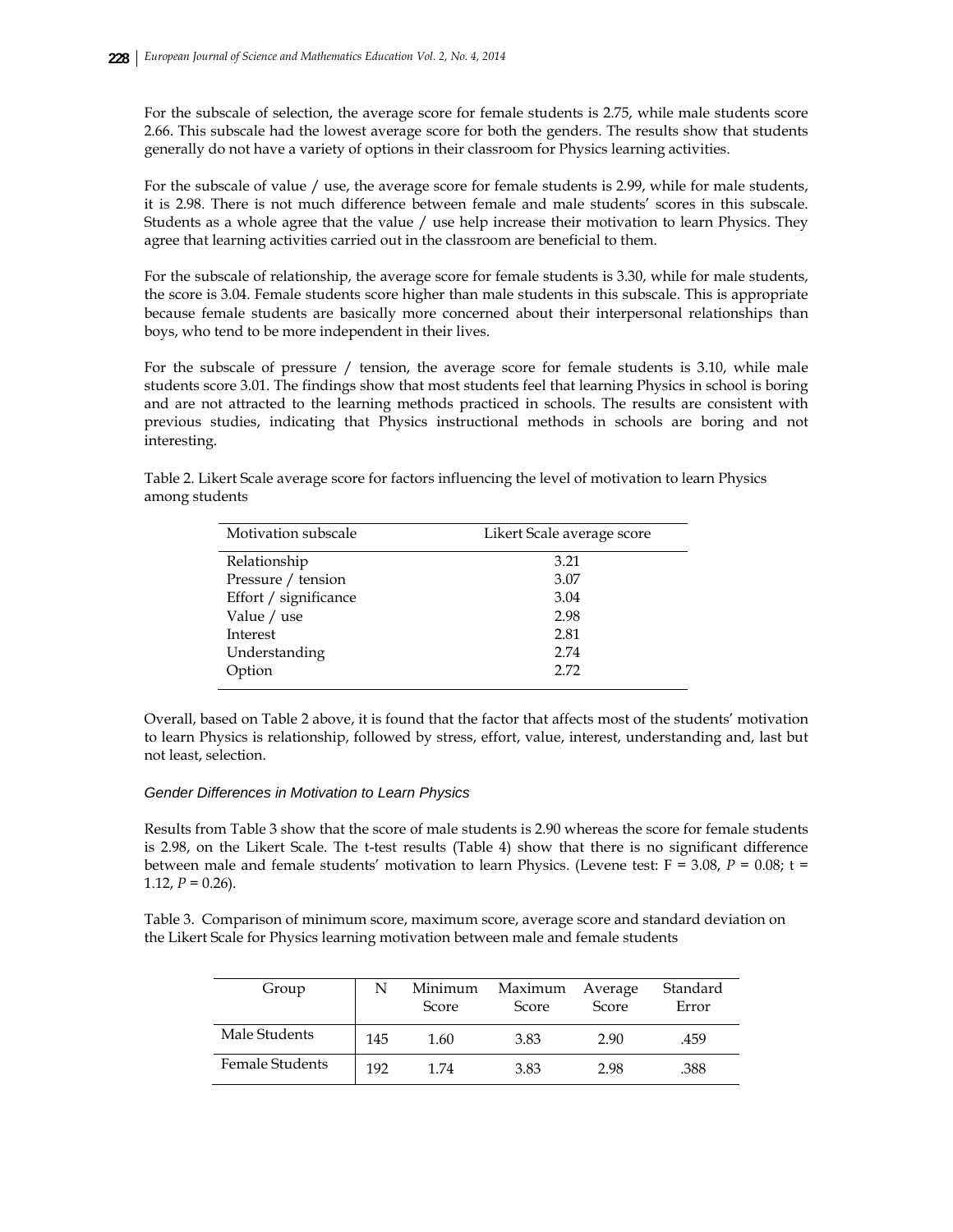For the subscale of selection, the average score for female students is 2.75, while male students score 2.66. This subscale had the lowest average score for both the genders. The results show that students generally do not have a variety of options in their classroom for Physics learning activities.

For the subscale of value / use, the average score for female students is 2.99, while for male students, it is 2.98. There is not much difference between female and male students' scores in this subscale. Students as a whole agree that the value / use help increase their motivation to learn Physics. They agree that learning activities carried out in the classroom are beneficial to them.

For the subscale of relationship, the average score for female students is 3.30, while for male students, the score is 3.04. Female students score higher than male students in this subscale. This is appropriate because female students are basically more concerned about their interpersonal relationships than boys, who tend to be more independent in their lives.

For the subscale of pressure / tension, the average score for female students is 3.10, while male students score 3.01. The findings show that most students feel that learning Physics in school is boring and are not attracted to the learning methods practiced in schools. The results are consistent with previous studies, indicating that Physics instructional methods in schools are boring and not interesting.

Table 2. Likert Scale average score for factors influencing the level of motivation to learn Physics among students

| Motivation subscale | Likert Scale average score |
|---|---|
| Relationship | 3.21 |
| Pressure / tension | 3.07 |
| Effort / significance | 3.04 |
| Value / use | 2.98 |
| Interest | 2.81 |
| Understanding | 2.74 |
| Option | 2.72 |

Overall, based on Table 2 above, it is found that the factor that affects most of the students' motivation to learn Physics is relationship, followed by stress, effort, value, interest, understanding and, last but not least, selection.

### *Gender Differences in Motivation to Learn Physics*

Results from Table 3 show that the score of male students is 2.90 whereas the score for female students is 2.98, on the Likert Scale. The t-test results (Table 4) show that there is no significant difference between male and female students' motivation to learn Physics. (Levene test: $F = 3.08$, $P = 0.08$; $t = 1.12$, $P = 0.26$).

Table 3. Comparison of minimum score, maximum score, average score and standard deviation on the Likert Scale for Physics learning motivation between male and female students

| Group | N | Minimum Score | Maximum Score | Average Score | Standard Error |
|---|---|---|---|---|---|
| Male Students | 145 | 1.60 | 3.83 | 2.90 | .459 |
| Female Students | 192 | 1.74 | 3.83 | 2.98 | .388 |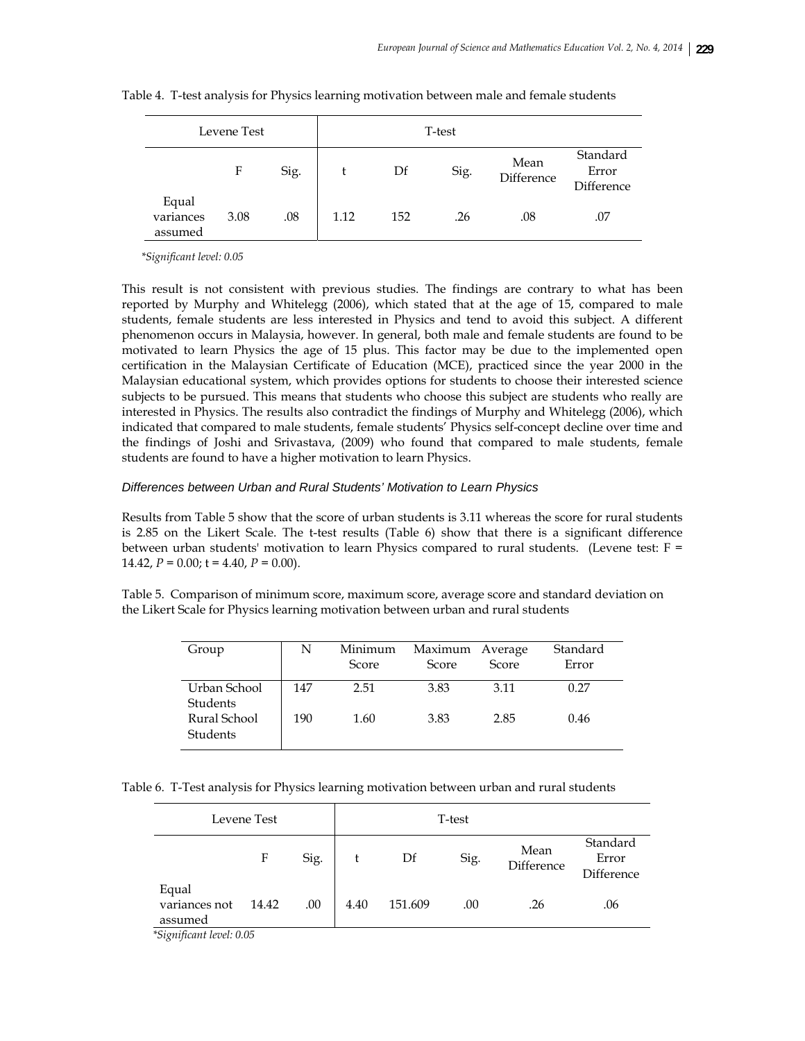Table 4. T-test analysis for Physics learning motivation between male and female students

| Levene Test | | | T-test | | | | |
|---|---|---|---|---|---|---|---|
| | F | Sig. | t | Df | Sig. | Mean Difference | Standard Error Difference |
| Equal variances assumed | 3.08 | .08 | 1.12 | 152 | .26 | .08 | .07 |

*Significant level: 0.05

This result is not consistent with previous studies. The findings are contrary to what has been reported by Murphy and Whitelegg (2006), which stated that at the age of 15, compared to male students, female students are less interested in Physics and tend to avoid this subject. A different phenomenon occurs in Malaysia, however. In general, both male and female students are found to be motivated to learn Physics the age of 15 plus. This factor may be due to the implemented open certification in the Malaysian Certificate of Education (MCE), practiced since the year 2000 in the Malaysian educational system, which provides options for students to choose their interested science subjects to be pursued. This means that students who choose this subject are students who really are interested in Physics. The results also contradict the findings of Murphy and Whitelegg (2006), which indicated that compared to male students, female students' Physics self-concept decline over time and the findings of Joshi and Srivastava, (2009) who found that compared to male students, female students are found to have a higher motivation to learn Physics.

### *Differences between Urban and Rural Students' Motivation to Learn Physics*

Results from Table 5 show that the score of urban students is 3.11 whereas the score for rural students is 2.85 on the Likert Scale. The t-test results (Table 6) show that there is a significant difference between urban students' motivation to learn Physics compared to rural students. (Levene test: F = 14.42, $P = 0.00$; t = 4.40, $P = 0.00$).

Table 5. Comparison of minimum score, maximum score, average score and standard deviation on the Likert Scale for Physics learning motivation between urban and rural students

| Group | N | Minimum Score | Maximum Score | Average Score | Standard Error |
|---|---|---|---|---|---|
| Urban School Students | 147 | 2.51 | 3.83 | 3.11 | 0.27 |
| Rural School Students | 190 | 1.60 | 3.83 | 2.85 | 0.46 |

Table 6. T-Test analysis for Physics learning motivation between urban and rural students

| Levene Test | | | T-test | | | | |
|---|---|---|---|---|---|---|---|
| | F | Sig. | t | Df | Sig. | Mean Difference | Standard Error Difference |
| Equal variances not assumed | 14.42 | .00 | 4.40 | 151.609 | .00 | .26 | .06 |

*Significant level: 0.05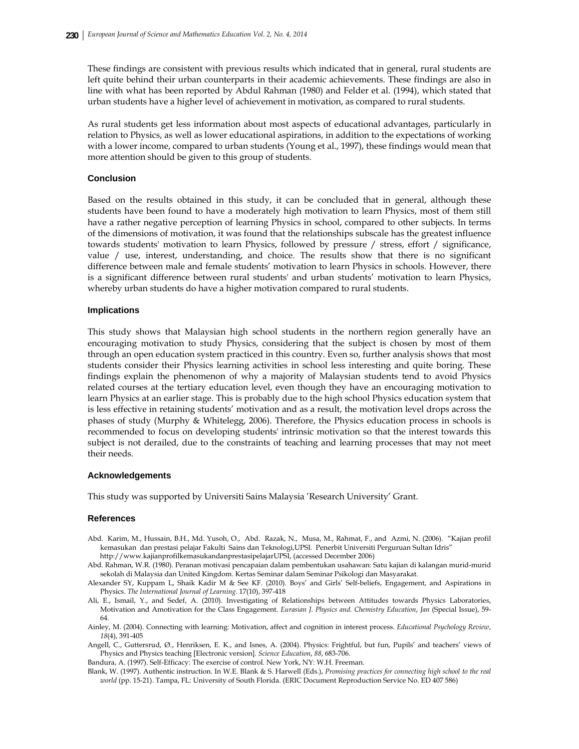These findings are consistent with previous results which indicated that in general, rural students are left quite behind their urban counterparts in their academic achievements. These findings are also in line with what has been reported by Abdul Rahman (1980) and Felder et al. (1994), which stated that urban students have a higher level of achievement in motivation, as compared to rural students.

As rural students get less information about most aspects of educational advantages, particularly in relation to Physics, as well as lower educational aspirations, in addition to the expectations of working with a lower income, compared to urban students (Young et al., 1997), these findings would mean that more attention should be given to this group of students.

## Conclusion

Based on the results obtained in this study, it can be concluded that in general, although these students have been found to have a moderately high motivation to learn Physics, most of them still have a rather negative perception of learning Physics in school, compared to other subjects. In terms of the dimensions of motivation, it was found that the relationships subscale has the greatest influence towards students' motivation to learn Physics, followed by pressure / stress, effort / significance, value / use, interest, understanding, and choice. The results show that there is no significant difference between male and female students' motivation to learn Physics in schools. However, there is a significant difference between rural students' and urban students' motivation to learn Physics, whereby urban students do have a higher motivation compared to rural students.

## Implications

This study shows that Malaysian high school students in the northern region generally have an encouraging motivation to study Physics, considering that the subject is chosen by most of them through an open education system practiced in this country. Even so, further analysis shows that most students consider their Physics learning activities in school less interesting and quite boring. These findings explain the phenomenon of why a majority of Malaysian students tend to avoid Physics related courses at the tertiary education level, even though they have an encouraging motivation to learn Physics at an earlier stage. This is probably due to the high school Physics education system that is less effective in retaining students' motivation and as a result, the motivation level drops across the phases of study (Murphy & Whitelegg, 2006). Therefore, the Physics education process in schools is recommended to focus on developing students' intrinsic motivation so that the interest towards this subject is not derailed, due to the constraints of teaching and learning processes that may not meet their needs.

## Acknowledgements

This study was supported by Universiti Sains Malaysia 'Research University' Grant.

## References

Abd. Karim, M., Hussain, B.H., Md. Yusoh, O., Abd. Razak, N., Musa, M., Rahmat, F., and Azmi, N. (2006). "Kajian profil kemasukan dan prestasi pelajar Fakulti Sains dan Teknologi,UPSI. Penerbit Universiti Perguruan Sultan Idris" http://www.kajianprofilkemasukandanprestasipelajarUPSI, (accessed December 2006)

Abd. Rahman, W.R. (1980). Peranan motivasi pencapaian dalam pembentukan usahawan: Satu kajian di kalangan murid-murid sekolah di Malaysia dan United Kingdom. Kertas Seminar dalam Seminar Psikologi dan Masyarakat.

Alexander SY, Kuppam L, Shaik Kadir M & See KF. (2010). Boys' and Girls' Self-beliefs, Engagement, and Aspirations in Physics. *The International Journal of Learning*. 17(10), 397-418

Ali, E., Ismail, Y., and Sedef, A. (2010). Investigating of Relationships between Attitudes towards Physics Laboratories, Motivation and Amotivation for the Class Engagement. *Eurasian J. Physics and. Chemistry Education*, *Jan* (Special Issue), 59-64.

Ainley, M. (2004). Connecting with learning: Motivation, affect and cognition in interest process. *Educational Psychology Review*, *18*(4), 391-405

Angell, C., Guttersrud, Ø., Henriksen, E. K., and Isnes, A. (2004). Physics: Frightful, but fun, Pupils' and teachers' views of Physics and Physics teaching [Electronic version]. *Science Education*, *88*, 683-706.

Bandura, A. (1997). Self-Efficacy: The exercise of control. New York, NY: W.H. Freeman.

Blank, W. (1997). Authentic instruction. In W.E. Blank & S. Harwell (Eds.), *Promising practices for connecting high school to the real world* (pp. 15-21). Tampa, FL: University of South Florida. (ERIC Document Reproduction Service No. ED 407 586)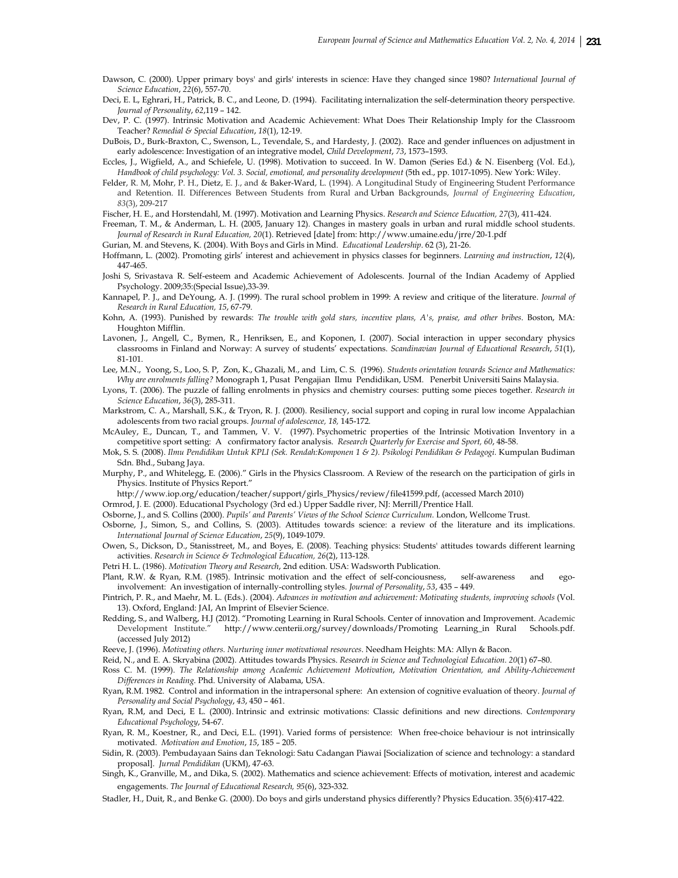Dawson, C. (2000). Upper primary boys' and girls' interests in science: Have they changed since 1980? *International Journal of Science Education*, *22*(6), 557-70.

Deci, E. L, Eghrari, H., Patrick, B. C., and Leone, D. (1994). Facilitating internalization the self-determination theory perspective. *Journal of Personality*, *62*,119 – 142.

Dev, P. C. (1997). Intrinsic Motivation and Academic Achievement: What Does Their Relationship Imply for the Classroom Teacher? *Remedial & Special Education*, *18*(1), 12-19.

DuBois, D., Burk-Braxton, C., Swenson, L., Tevendale, S., and Hardesty, J. (2002). Race and gender influences on adjustment in early adolescence: Investigation of an integrative model, *Child Development*, *73*, 1573–1593.

Eccles, J., Wigfield, A., and Schiefele, U. (1998). Motivation to succeed. In W. Damon (Series Ed.) & N. Eisenberg (Vol. Ed.), *Handbook of child psychology: Vol. 3. Social, emotional, and personality development* (5th ed., pp. 1017-1095). New York: Wiley.

Felder, R. M, Mohr, P. H., Dietz, E. J., and & Baker-Ward, L. (1994). A Longitudinal Study of Engineering Student Performance and Retention. II. Differences Between Students from Rural and Urban Backgrounds, *Journal of Engineering Education*, *83*(3), 209-217

Fischer, H. E., and Horstendahl, M. (1997). Motivation and Learning Physics. *Research and Science Education, 27*(3), 411-424.

Freeman, T. M., & Anderman, L. H. (2005, January 12). Changes in mastery goals in urban and rural middle school students. *Journal of Research in Rural Education, 20*(1). Retrieved [date] from: http://www.umaine.edu/jrre/20-1.pdf

Gurian, M. and Stevens, K. (2004). With Boys and Girls in Mind. *Educational Leadership*. 62 (3), 21-26.

Hoffmann, L. (2002). Promoting girls' interest and achievement in physics classes for beginners. *Learning and instruction*, *12*(4), 447-465.

Joshi S, Srivastava R. Self-esteem and Academic Achievement of Adolescents. Journal of the Indian Academy of Applied Psychology. 2009;35:(Special Issue),33-39.

Kannapel, P. J., and DeYoung, A. J. (1999). The rural school problem in 1999: A review and critique of the literature. *Journal of Research in Rural Education, 15*, 67-79.

Kohn, A. (1993). Punished by rewards: *The trouble with gold stars, incentive plans, A's, praise, and other bribes*. Boston, MA: Houghton Mifflin.

Lavonen, J., Angell, C., Bymen, R., Henriksen, E., and Koponen, I. (2007). Social interaction in upper secondary physics classrooms in Finland and Norway: A survey of students' expectations. *Scandinavian Journal of Educational Research*, *51*(1), 81-101.

Lee, M.N., Yoong, S., Loo, S. P, Zon, K., Ghazali, M., and Lim, C. S. (1996). *Students orientation towards Science and Mathematics: Why are enrolments falling?* Monograph 1, Pusat Pengajian Ilmu Pendidikan, USM. Penerbit Universiti Sains Malaysia.

Lyons, T. (2006). The puzzle of falling enrolments in physics and chemistry courses: putting some pieces together. *Research in Science Education*, *36*(3), 285-311.

Markstrom, C. A., Marshall, S.K., & Tryon, R. J. (2000). Resiliency, social support and coping in rural low income Appalachian adolescents from two racial groups. *Journal of adolescence, 18,* 145-172.

McAuley, E., Duncan, T., and Tammen, V. V. (1997). Psychometric properties of the Intrinsic Motivation Inventory in a competitive sport setting: A confirmatory factor analysis. *Research Quarterly for Exercise and Sport, 60*, 48-58.

Mok, S. S. (2008). *Ilmu Pendidikan Untuk KPLI (Sek. Rendah:Komponen 1 & 2). Psikologi Pendidikan & Pedagogi.* Kumpulan Budiman Sdn. Bhd., Subang Jaya.

Murphy, P., and Whitelegg, E. (2006)." Girls in the Physics Classroom. A Review of the research on the participation of girls in Physics. Institute of Physics Report."
http://www.iop.org/education/teacher/support/girls_Physics/review/file41599.pdf, (accessed March 2010)

Ormrod, J. E. (2000). Educational Psychology (3rd ed.) Upper Saddle river, NJ: Merrill/Prentice Hall.

Osborne, J., and S. Collins (2000). *Pupils' and Parents' Views of the School Science Curriculum.* London, Wellcome Trust.

Osborne, J., Simon, S., and Collins, S. (2003). Attitudes towards science: a review of the literature and its implications. *International Journal of Science Education*, *25*(9), 1049-1079.

Owen, S., Dickson, D., Stanisstreet, M., and Boyes, E. (2008). Teaching physics: Students' attitudes towards different learning activities. *Research in Science & Technological Education, 26*(2), 113-128.

Petri H. L. (1986). *Motivation Theory and Research*, 2nd edition. USA: Wadsworth Publication.

Plant, R.W. & Ryan, R.M. (1985). Intrinsic motivation and the effect of self-conciousness, self-awareness and ego-involvement: An investigation of internally-controlling styles. *Journal of Personality*, *53*, 435 – 449.

Pintrich, P. R., and Maehr, M. L. (Eds.). (2004). *Advances in motivation and achievement: Motivating students, improving schools* (Vol. 13). Oxford, England: JAI, An Imprint of Elsevier Science.

Redding, S., and Walberg, H.J (2012). "Promoting Learning in Rural Schools. Center of innovation and Improvement. Academic Development Institute." http://www.centerii.org/survey/downloads/Promoting Learning_in Rural Schools.pdf. (accessed July 2012)

Reeve, J. (1996). *Motivating others. Nurturing inner motivational resources*. Needham Heights: MA: Allyn & Bacon.

Reid, N., and E. A. Skryabina (2002). Attitudes towards Physics. *Research in Science and Technological Education. 20*(1) 67–80.

Ross C. M. (1999). *The Relationship among Academic Achievement Motivation, Motivation Orientation, and Ability-Achievement Differences in Reading.* Phd. University of Alabama, USA.

Ryan, R.M. 1982. Control and information in the intrapersonal sphere: An extension of cognitive evaluation of theory. *Journal of Personality and Social Psychology*, *43*, 450 – 461.

Ryan, R.M, and Deci, E L. (2000). Intrinsic and extrinsic motivations: Classic definitions and new directions. *Contemporary Educational Psychology*, 54-67.

Ryan, R. M., Koestner, R., and Deci, E.L. (1991). Varied forms of persistence: When free-choice behaviour is not intrinsically motivated. *Motivation and Emotion*, *15*, 185 – 205.

Sidin, R. (2003). Pembudayaan Sains dan Teknologi: Satu Cadangan Piawai [Socialization of science and technology: a standard proposal]. *Jurnal Pendidikan* (UKM), 47-63.

Singh, K., Granville, M., and Dika, S. (2002). Mathematics and science achievement: Effects of motivation, interest and academic engagements. *The Journal of Educational Research, 95*(6), 323-332.

Stadler, H., Duit, R., and Benke G. (2000). Do boys and girls understand physics differently? Physics Education. 35(6):417-422.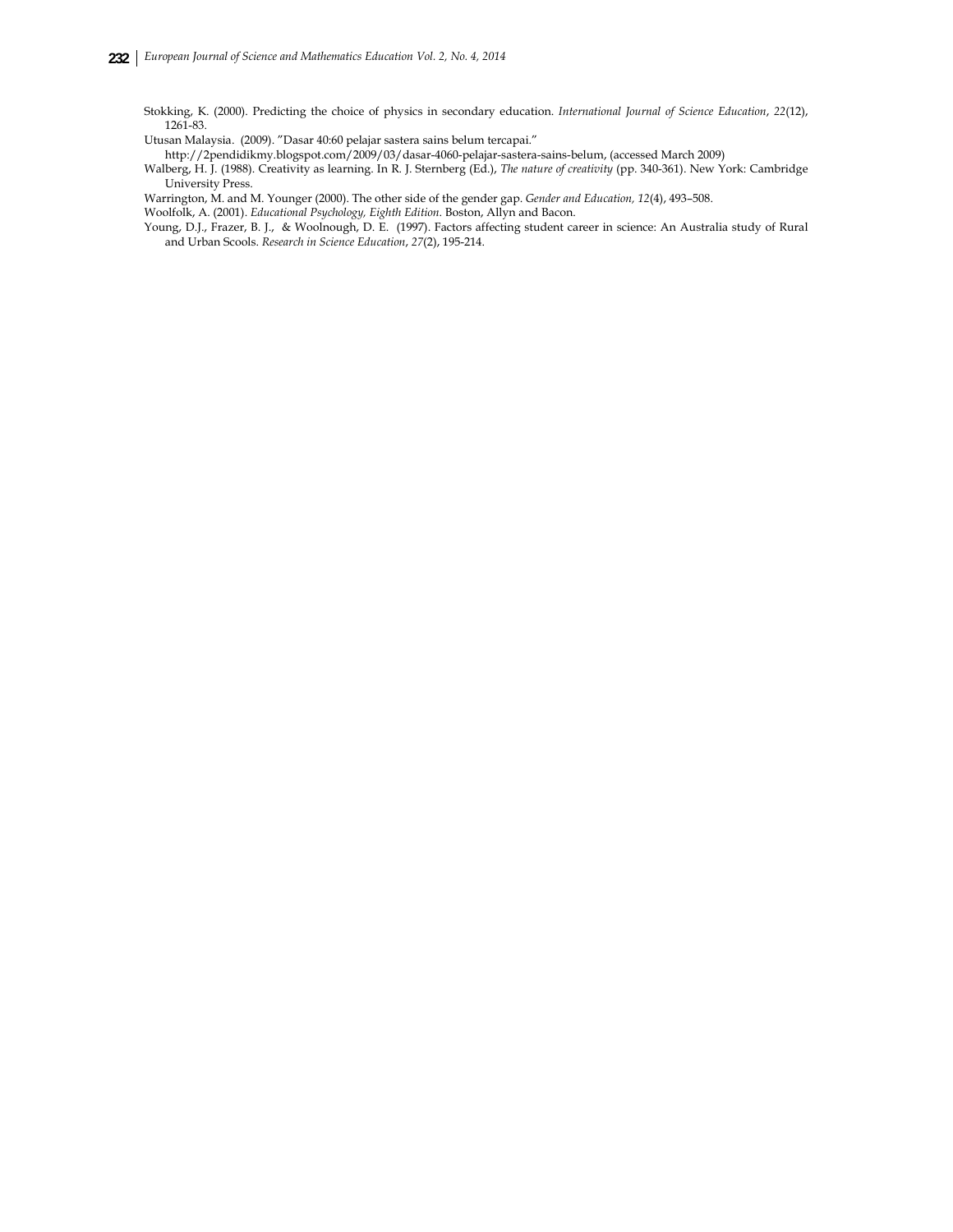Stokking, K. (2000). Predicting the choice of physics in secondary education. *International Journal of Science Education*, *22*(12), 1261-83.

Utusan Malaysia. (2009). "Dasar 40:60 pelajar sastera sains belum tercapai."
http://2pendidikmy.blogspot.com/2009/03/dasar-4060-pelajar-sastera-sains-belum, (accessed March 2009)

Walberg, H. J. (1988). Creativity as learning. In R. J. Sternberg (Ed.), *The nature of creativity* (pp. 340-361). New York: Cambridge University Press.

Warrington, M. and M. Younger (2000). The other side of the gender gap. *Gender and Education, 12*(4), 493–508.

Woolfolk, A. (2001). *Educational Psychology, Eighth Edition*. Boston, Allyn and Bacon.

Young, D.J., Frazer, B. J., & Woolnough, D. E. (1997). Factors affecting student career in science: An Australia study of Rural and Urban Scools. *Research in Science Education*, *27*(2), 195-214.